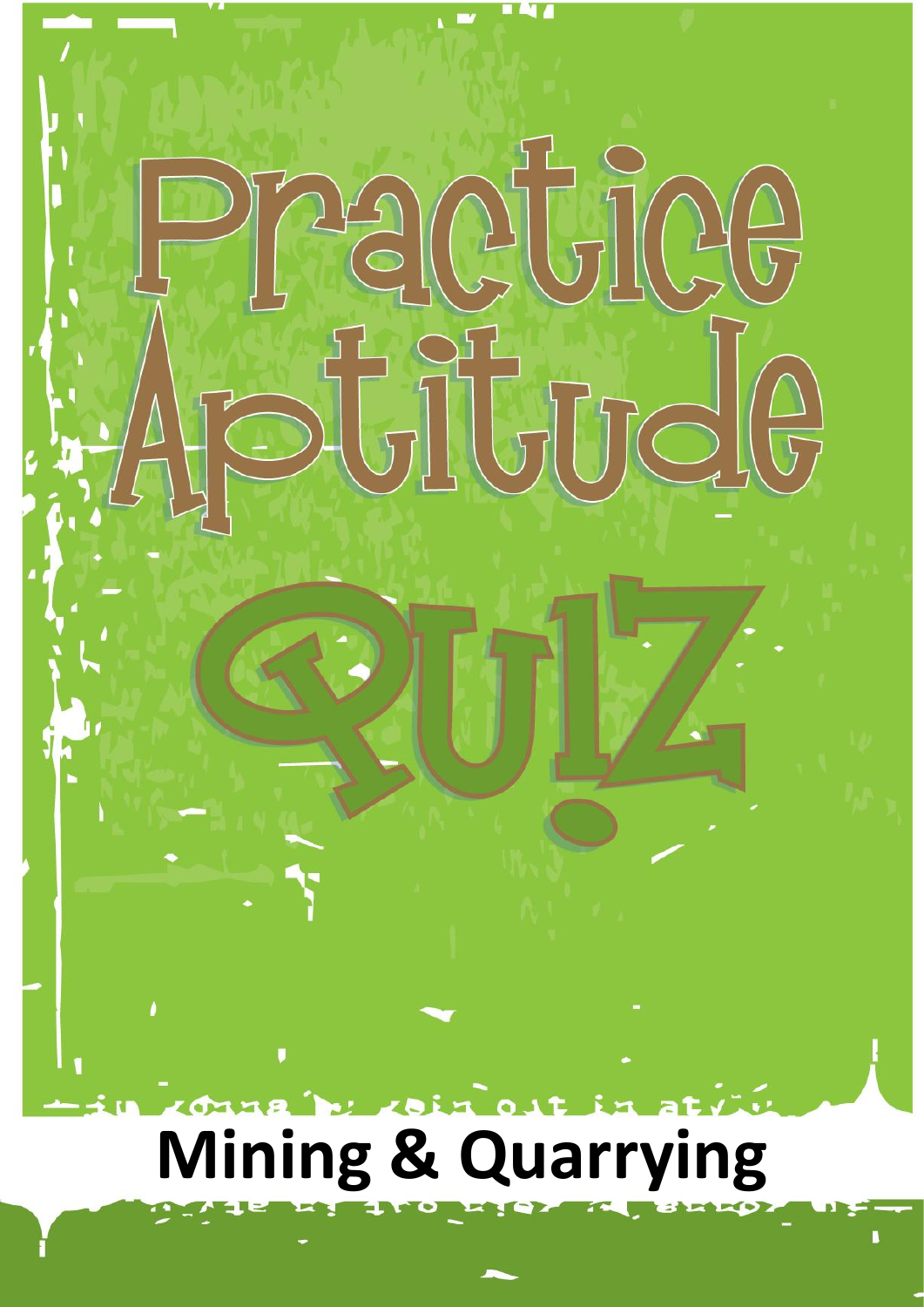# Practice Aptitude

# QUIZ

## Mining & Quarrying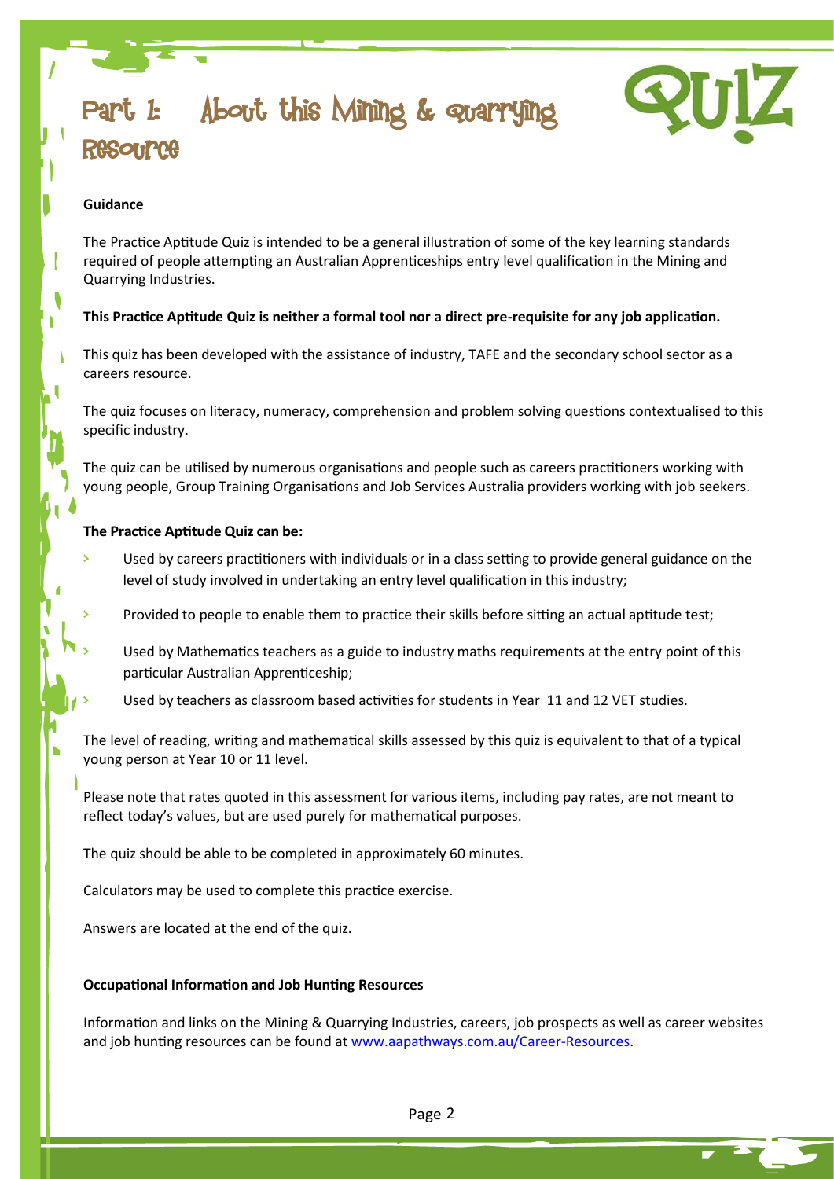# Part 1: About this Mining & Quarrying Resource

QUIZ

**Guidance**

The Practice Aptitude Quiz is intended to be a general illustration of some of the key learning standards required of people attempting an Australian Apprenticeships entry level qualification in the Mining and Quarrying Industries.

**This Practice Aptitude Quiz is neither a formal tool nor a direct pre-requisite for any job application.**

This quiz has been developed with the assistance of industry, TAFE and the secondary school sector as a careers resource.

The quiz focuses on literacy, numeracy, comprehension and problem solving questions contextualised to this specific industry.

The quiz can be utilised by numerous organisations and people such as careers practitioners working with young people, Group Training Organisations and Job Services Australia providers working with job seekers.

**The Practice Aptitude Quiz can be:**

- Used by careers practitioners with individuals or in a class setting to provide general guidance on the level of study involved in undertaking an entry level qualification in this industry;
- Provided to people to enable them to practice their skills before sitting an actual aptitude test;
- Used by Mathematics teachers as a guide to industry maths requirements at the entry point of this particular Australian Apprenticeship;
- Used by teachers as classroom based activities for students in Year 11 and 12 VET studies.

The level of reading, writing and mathematical skills assessed by this quiz is equivalent to that of a typical young person at Year 10 or 11 level.

Please note that rates quoted in this assessment for various items, including pay rates, are not meant to reflect today's values, but are used purely for mathematical purposes.

The quiz should be able to be completed in approximately 60 minutes.

Calculators may be used to complete this practice exercise.

Answers are located at the end of the quiz.

**Occupational Information and Job Hunting Resources**

Information and links on the Mining & Quarrying Industries, careers, job prospects as well as career websites and job hunting resources can be found at www.aapathways.com.au/Career-Resources.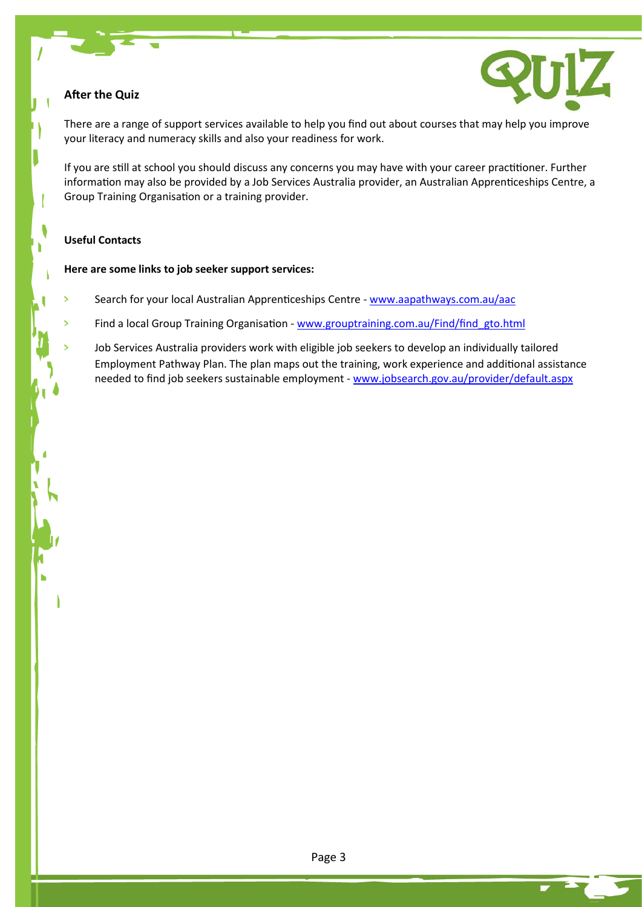## After the Quiz

There are a range of support services available to help you find out about courses that may help you improve your literacy and numeracy skills and also your readiness for work.

If you are still at school you should discuss any concerns you may have with your career practitioner. Further information may also be provided by a Job Services Australia provider, an Australian Apprenticeships Centre, a Group Training Organisation or a training provider.

## Useful Contacts

**Here are some links to job seeker support services:**

- Search for your local Australian Apprenticeships Centre - www.aapathways.com.au/aac
- Find a local Group Training Organisation - www.grouptraining.com.au/Find/find_gto.html
- Job Services Australia providers work with eligible job seekers to develop an individually tailored Employment Pathway Plan. The plan maps out the training, work experience and additional assistance needed to find job seekers sustainable employment - www.jobsearch.gov.au/provider/default.aspx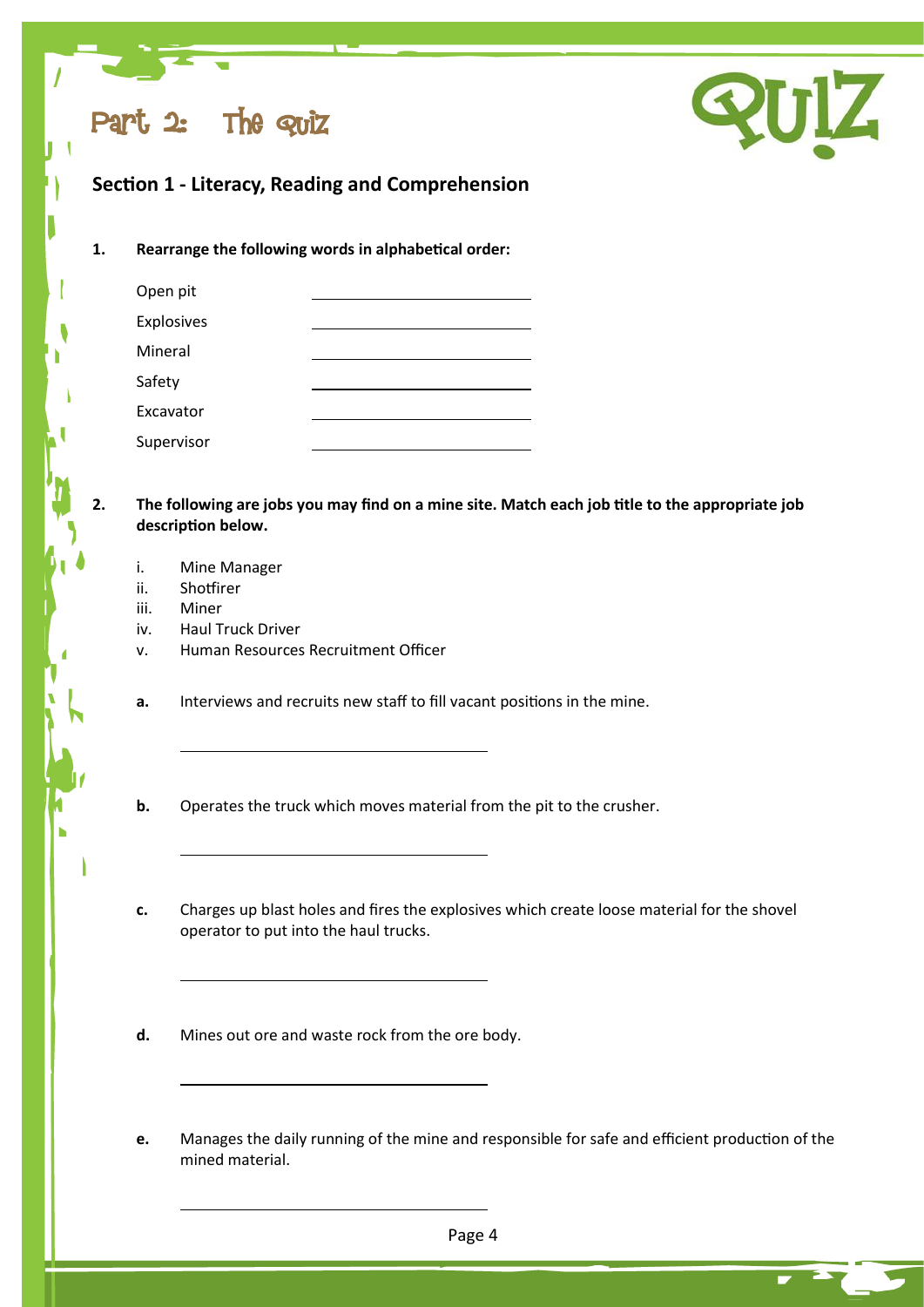# Part 2: The Quiz

QUIZ

## Section 1 - Literacy, Reading and Comprehension

**1. Rearrange the following words in alphabetical order:**

| | |
|---|---|
| Open pit | ______________________ |
| Explosives | ______________________ |
| Mineral | ______________________ |
| Safety | ______________________ |
| Excavator | ______________________ |
| Supervisor | ______________________ |

**2. The following are jobs you may find on a mine site. Match each job title to the appropriate job description below.**

i. Mine Manager
ii. Shotfirer
iii. Miner
iv. Haul Truck Driver
v. Human Resources Recruitment Officer

**a.** Interviews and recruits new staff to fill vacant positions in the mine.

______________________________

**b.** Operates the truck which moves material from the pit to the crusher.

______________________________

**c.** Charges up blast holes and fires the explosives which create loose material for the shovel operator to put into the haul trucks.

______________________________

**d.** Mines out ore and waste rock from the ore body.

______________________________

**e.** Manages the daily running of the mine and responsible for safe and efficient production of the mined material.

______________________________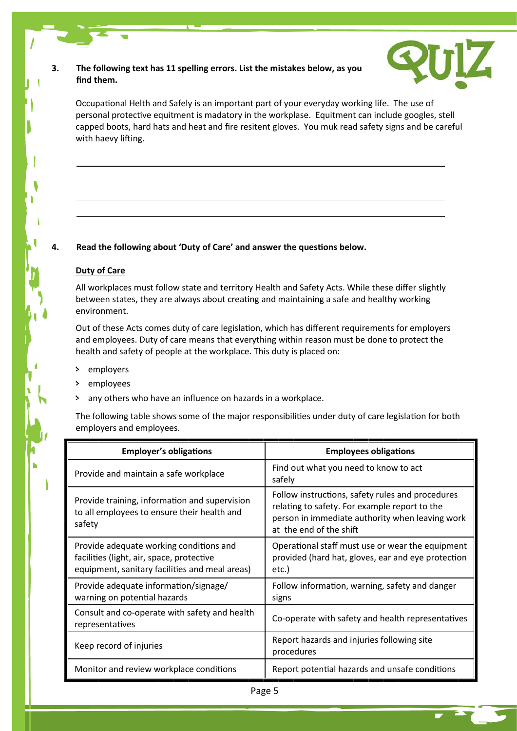**3. The following text has 11 spelling errors. List the mistakes below, as you find them.**

QUIZ

Occupational Helth and Safely is an important part of your everyday working life. The use of personal protective equitment is madatory in the workplase. Equitment can include googles, stell capped boots, hard hats and heat and fire resitent gloves. You muk read safety signs and be careful with haevy lifting.

______________________________________________

______________________________________________

______________________________________________

______________________________________________

**4. Read the following about 'Duty of Care' and answer the questions below.**

**Duty of Care**

All workplaces must follow state and territory Health and Safety Acts. While these differ slightly between states, they are always about creating and maintaining a safe and healthy working environment.

Out of these Acts comes duty of care legislation, which has different requirements for employers and employees. Duty of care means that everything within reason must be done to protect the health and safety of people at the workplace. This duty is placed on:

- employers
- employees
- any others who have an influence on hazards in a workplace.

The following table shows some of the major responsibilities under duty of care legislation for both employers and employees.

| Employer's obligations | Employees obligations |
|---|---|
| Provide and maintain a safe workplace | Find out what you need to know to act safely |
| Provide training, information and supervision to all employees to ensure their health and safety | Follow instructions, safety rules and procedures relating to safety. For example report to the person in immediate authority when leaving work at the end of the shift |
| Provide adequate working conditions and facilities (light, air, space, protective equipment, sanitary facilities and meal areas) | Operational staff must use or wear the equipment provided (hard hat, gloves, ear and eye protection etc.) |
| Provide adequate information/signage/ warning on potential hazards | Follow information, warning, safety and danger signs |
| Consult and co-operate with safety and health representatives | Co-operate with safety and health representatives |
| Keep record of injuries | Report hazards and injuries following site procedures |
| Monitor and review workplace conditions | Report potential hazards and unsafe conditions |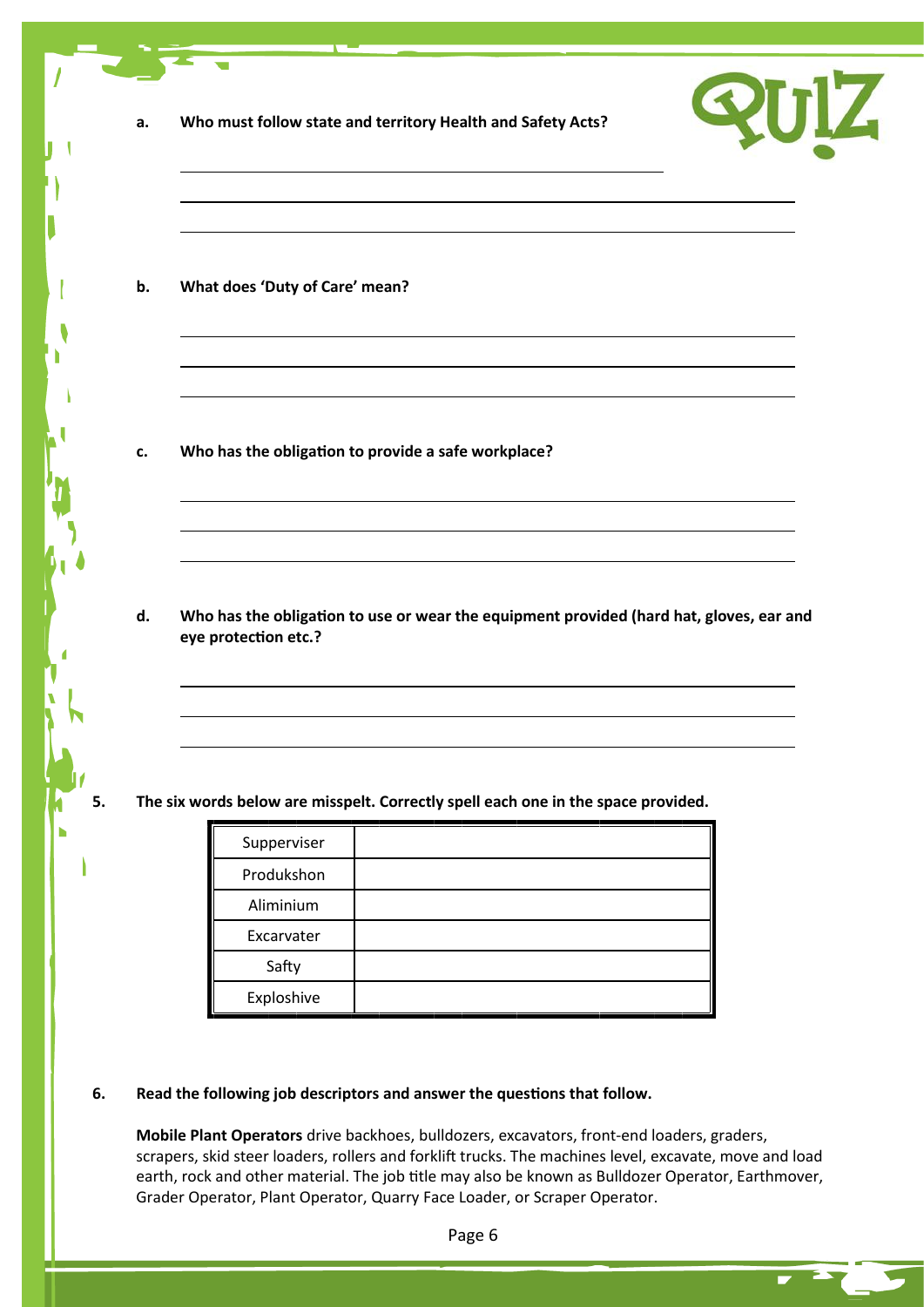QUIZ

a. **Who must follow state and territory Health and Safety Acts?**

______________________________________________

______________________________________________

______________________________________________

b. **What does 'Duty of Care' mean?**

______________________________________________

______________________________________________

______________________________________________

c. **Who has the obligation to provide a safe workplace?**

______________________________________________

______________________________________________

______________________________________________

d. **Who has the obligation to use or wear the equipment provided (hard hat, gloves, ear and eye protection etc.?**

______________________________________________

______________________________________________

______________________________________________

**5. The six words below are misspelt. Correctly spell each one in the space provided.**

| Supperviser | |
|---|---|
| Produkshon | |
| Aliminium | |
| Excarvater | |
| Safty | |
| Exploshive | |

**6. Read the following job descriptors and answer the questions that follow.**

**Mobile Plant Operators** drive backhoes, bulldozers, excavators, front-end loaders, graders, scrapers, skid steer loaders, rollers and forklift trucks. The machines level, excavate, move and load earth, rock and other material. The job title may also be known as Bulldozer Operator, Earthmover, Grader Operator, Plant Operator, Quarry Face Loader, or Scraper Operator.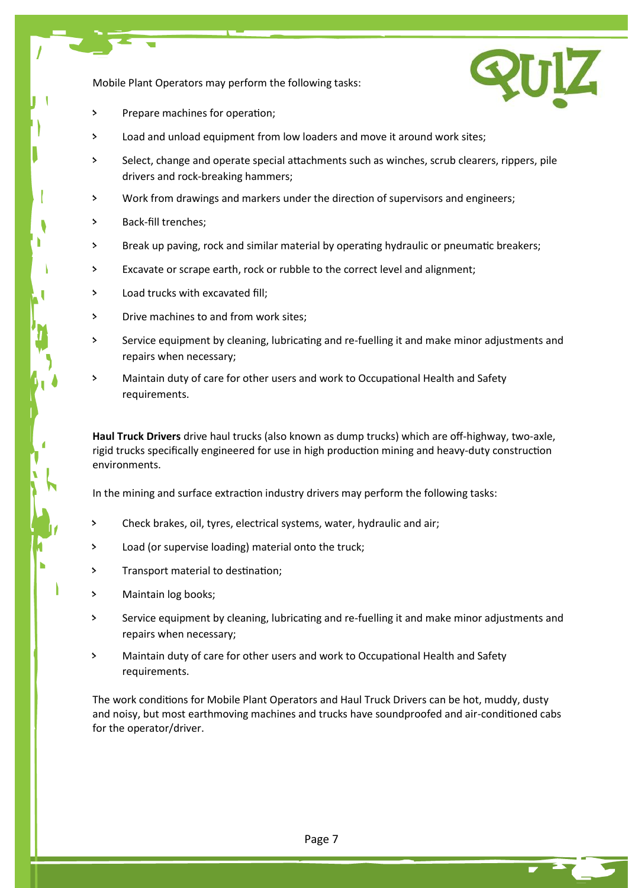Mobile Plant Operators may perform the following tasks:

- Prepare machines for operation;
- Load and unload equipment from low loaders and move it around work sites;
- Select, change and operate special attachments such as winches, scrub clearers, rippers, pile drivers and rock-breaking hammers;
- Work from drawings and markers under the direction of supervisors and engineers;
- Back-fill trenches;
- Break up paving, rock and similar material by operating hydraulic or pneumatic breakers;
- Excavate or scrape earth, rock or rubble to the correct level and alignment;
- Load trucks with excavated fill;
- Drive machines to and from work sites;
- Service equipment by cleaning, lubricating and re-fuelling it and make minor adjustments and repairs when necessary;
- Maintain duty of care for other users and work to Occupational Health and Safety requirements.

**Haul Truck Drivers** drive haul trucks (also known as dump trucks) which are off-highway, two-axle, rigid trucks specifically engineered for use in high production mining and heavy-duty construction environments.

In the mining and surface extraction industry drivers may perform the following tasks:

- Check brakes, oil, tyres, electrical systems, water, hydraulic and air;
- Load (or supervise loading) material onto the truck;
- Transport material to destination;
- Maintain log books;
- Service equipment by cleaning, lubricating and re-fuelling it and make minor adjustments and repairs when necessary;
- Maintain duty of care for other users and work to Occupational Health and Safety requirements.

The work conditions for Mobile Plant Operators and Haul Truck Drivers can be hot, muddy, dusty and noisy, but most earthmoving machines and trucks have soundproofed and air-conditioned cabs for the operator/driver.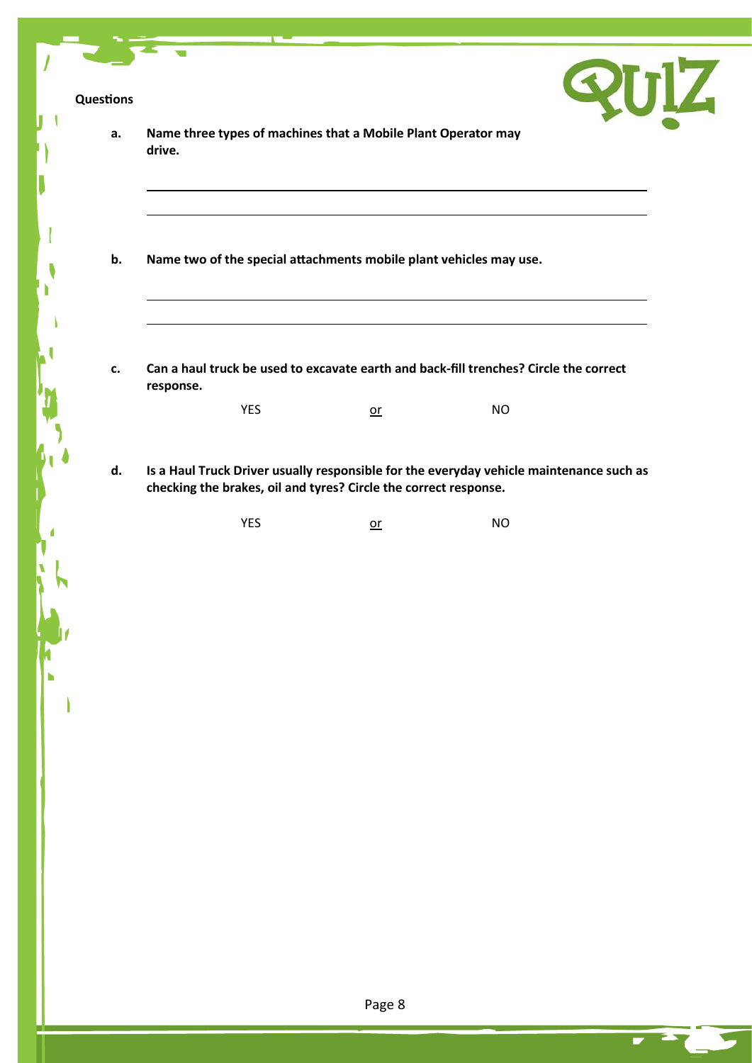QUIZ

**Questions**

**a.** **Name three types of machines that a Mobile Plant Operator may drive.**

______________________________________________

______________________________________________

**b.** **Name two of the special attachments mobile plant vehicles may use.**

______________________________________________

______________________________________________

**c.** **Can a haul truck be used to excavate earth and back-fill trenches? Circle the correct response.**

YES or NO

**d.** **Is a Haul Truck Driver usually responsible for the everyday vehicle maintenance such as checking the brakes, oil and tyres? Circle the correct response.**

YES or NO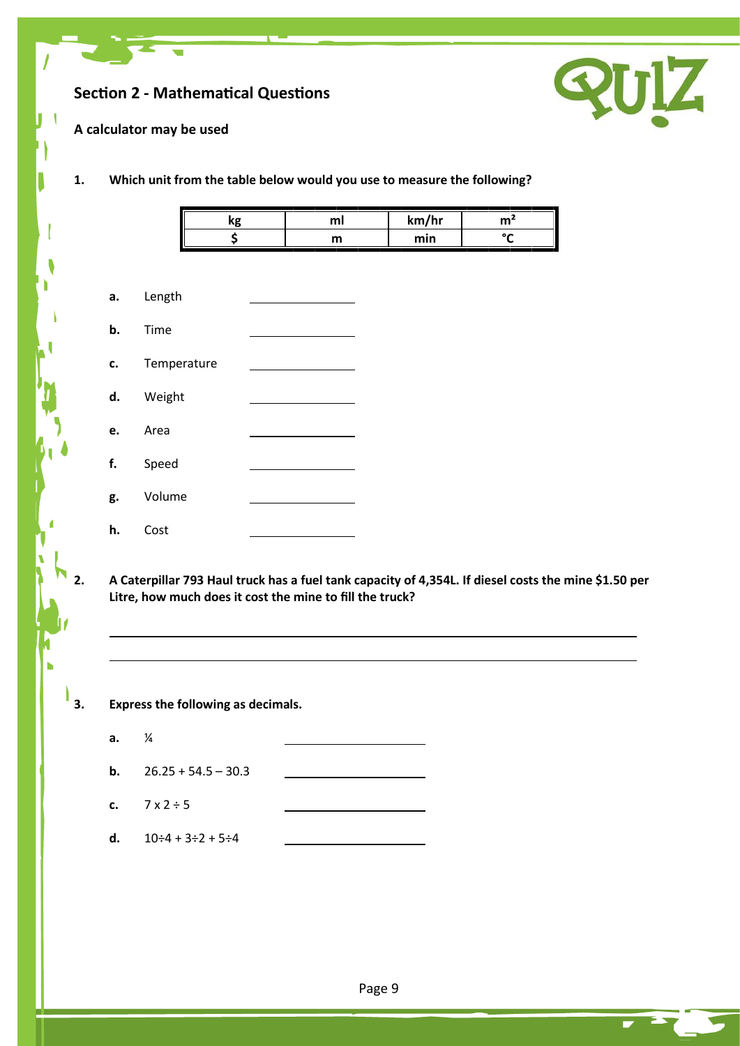## Section 2 - Mathematical Questions

**A calculator may be used**

**1. Which unit from the table below would you use to measure the following?**

| kg | ml | km/hr | $m^2$ |
|---|---|---|---|
| $ | m | min | °C |

a. Length ______________

b. Time ______________

c. Temperature ______________

d. Weight ______________

e. Area ______________

f. Speed ______________

g. Volume ______________

h. Cost ______________

**2. A Caterpillar 793 Haul truck has a fuel tank capacity of 4,354L. If diesel costs the mine $1.50 per Litre, how much does it cost the mine to fill the truck?**

______________________________________________

______________________________________________

**3. Express the following as decimals.**

a. ¼ ______________

b. 26.25 + 54.5 – 30.3 ______________

c. 7 x 2 ÷ 5 ______________

d. 10÷4 + 3÷2 + 5÷4 ______________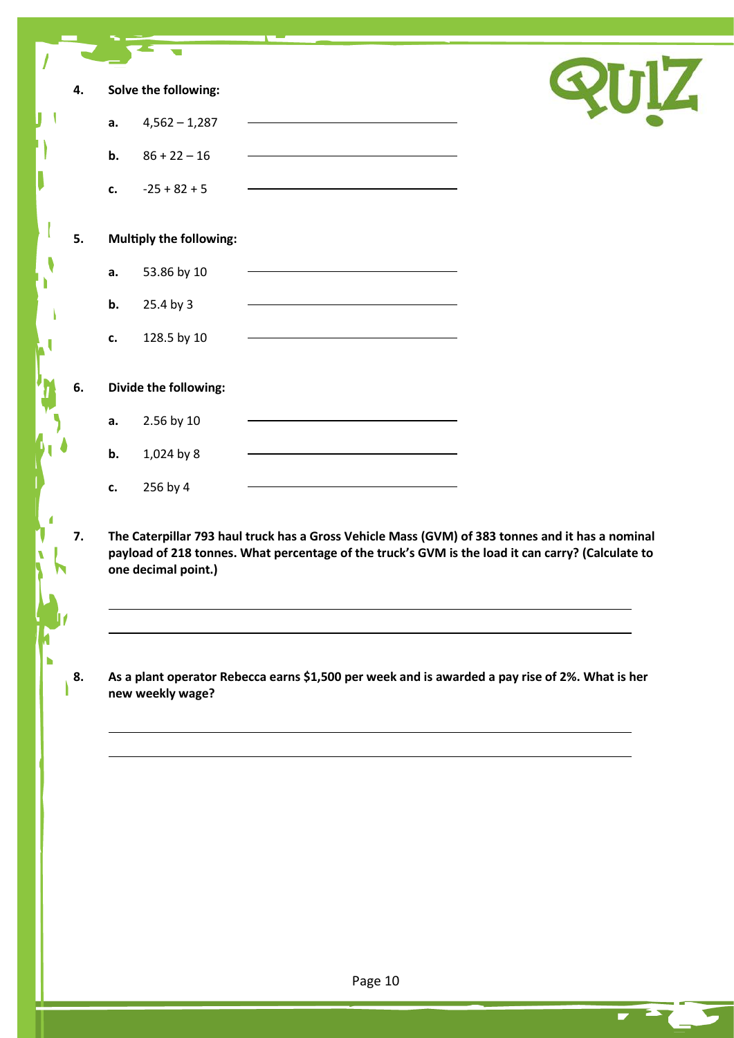**QUIZ**

**4. Solve the following:**

a. 4,562 – 1,287 \_\_\_\_\_\_\_\_\_\_\_\_\_\_\_\_\_\_\_\_\_\_\_\_

b. 86 + 22 – 16 \_\_\_\_\_\_\_\_\_\_\_\_\_\_\_\_\_\_\_\_\_\_\_\_

c. -25 + 82 + 5 \_\_\_\_\_\_\_\_\_\_\_\_\_\_\_\_\_\_\_\_\_\_\_\_

**5. Multiply the following:**

a. 53.86 by 10 \_\_\_\_\_\_\_\_\_\_\_\_\_\_\_\_\_\_\_\_\_\_\_\_

b. 25.4 by 3 \_\_\_\_\_\_\_\_\_\_\_\_\_\_\_\_\_\_\_\_\_\_\_\_

c. 128.5 by 10 \_\_\_\_\_\_\_\_\_\_\_\_\_\_\_\_\_\_\_\_\_\_\_\_

**6. Divide the following:**

a. 2.56 by 10 \_\_\_\_\_\_\_\_\_\_\_\_\_\_\_\_\_\_\_\_\_\_\_\_

b. 1,024 by 8 \_\_\_\_\_\_\_\_\_\_\_\_\_\_\_\_\_\_\_\_\_\_\_\_

c. 256 by 4 \_\_\_\_\_\_\_\_\_\_\_\_\_\_\_\_\_\_\_\_\_\_\_\_

**7. The Caterpillar 793 haul truck has a Gross Vehicle Mass (GVM) of 383 tonnes and it has a nominal payload of 218 tonnes. What percentage of the truck's GVM is the load it can carry? (Calculate to one decimal point.)**

\_\_\_\_\_\_\_\_\_\_\_\_\_\_\_\_\_\_\_\_\_\_\_\_\_\_\_\_\_\_\_\_\_\_\_\_\_\_\_\_\_\_\_\_\_\_\_\_\_\_\_\_\_\_\_\_\_\_

\_\_\_\_\_\_\_\_\_\_\_\_\_\_\_\_\_\_\_\_\_\_\_\_\_\_\_\_\_\_\_\_\_\_\_\_\_\_\_\_\_\_\_\_\_\_\_\_\_\_\_\_\_\_\_\_\_\_

**8. As a plant operator Rebecca earns $1,500 per week and is awarded a pay rise of 2%. What is her new weekly wage?**

\_\_\_\_\_\_\_\_\_\_\_\_\_\_\_\_\_\_\_\_\_\_\_\_\_\_\_\_\_\_\_\_\_\_\_\_\_\_\_\_\_\_\_\_\_\_\_\_\_\_\_\_\_\_\_\_\_\_

\_\_\_\_\_\_\_\_\_\_\_\_\_\_\_\_\_\_\_\_\_\_\_\_\_\_\_\_\_\_\_\_\_\_\_\_\_\_\_\_\_\_\_\_\_\_\_\_\_\_\_\_\_\_\_\_\_\_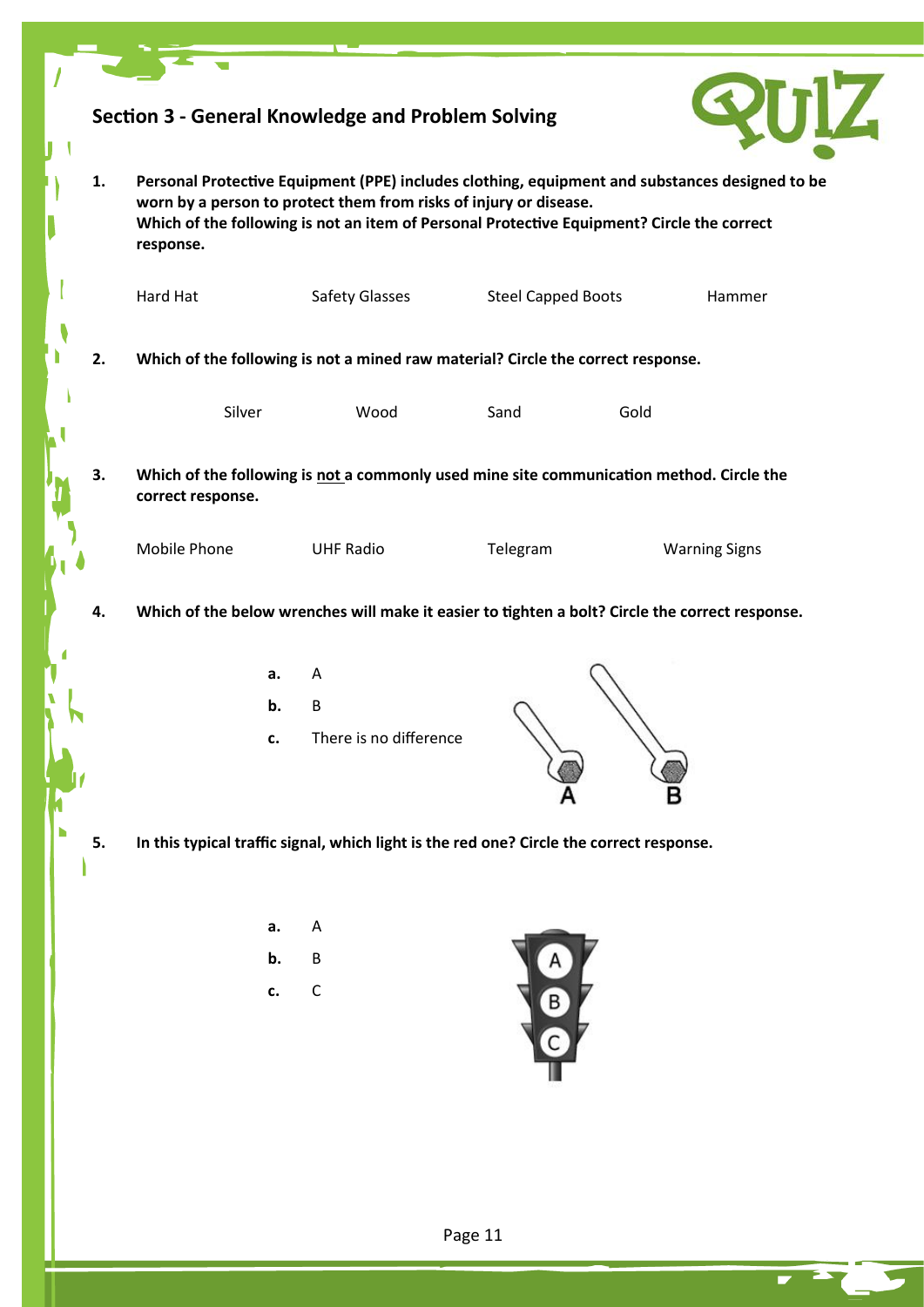## Section 3 - General Knowledge and Problem Solving

**1. Personal Protective Equipment (PPE) includes clothing, equipment and substances designed to be worn by a person to protect them from risks of injury or disease. Which of the following is not an item of Personal Protective Equipment? Circle the correct response.**

Hard Hat Safety Glasses Steel Capped Boots Hammer

**2. Which of the following is not a mined raw material? Circle the correct response.**

Silver Wood Sand Gold

**3. Which of the following is not a commonly used mine site communication method. Circle the correct response.**

Mobile Phone UHF Radio Telegram Warning Signs

**4. Which of the below wrenches will make it easier to tighten a bolt? Circle the correct response.**

**a.** A

**b.** B

**c.** There is no difference

**5. In this typical traffic signal, which light is the red one? Circle the correct response.**

**a.** A

**b.** B

**c.** C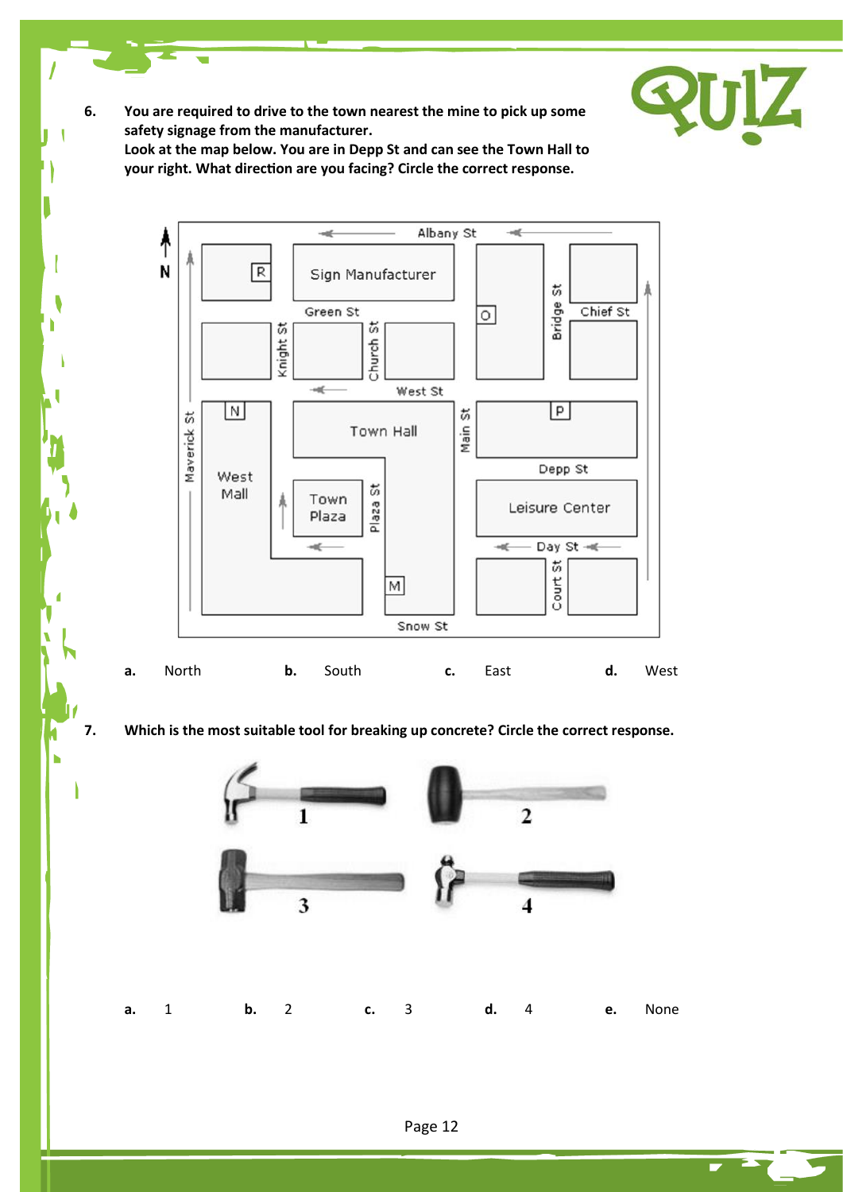**6. You are required to drive to the town nearest the mine to pick up some safety signage from the manufacturer.**
**Look at the map below. You are in Depp St and can see the Town Hall to your right. What direction are you facing? Circle the correct response.**

**a.** North  **b.** South  **c.** East  **d.** West

**7. Which is the most suitable tool for breaking up concrete? Circle the correct response.**

1  2  3  4

**a.** 1  **b.** 2  **c.** 3  **d.** 4  **e.** None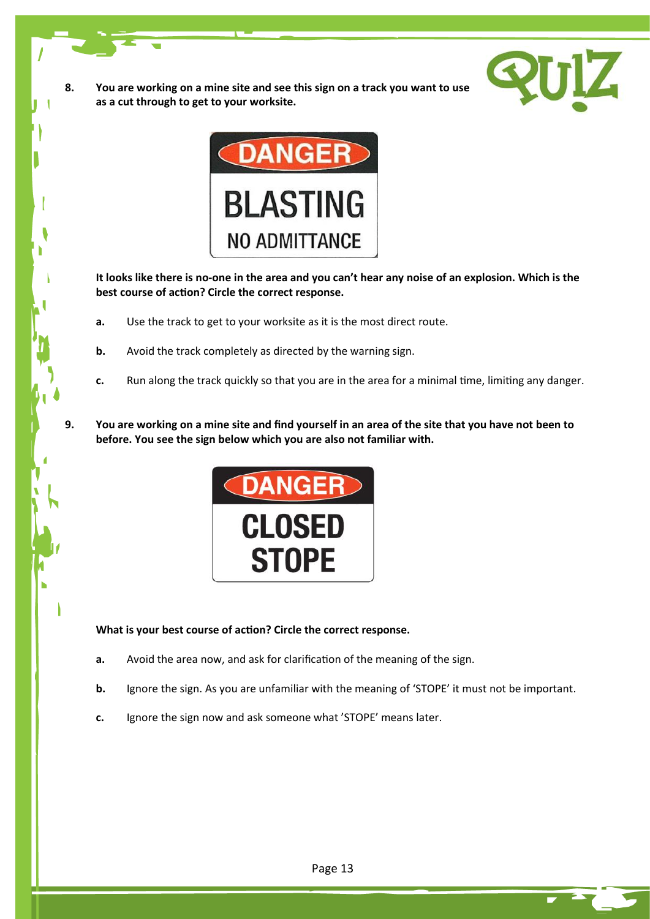8. **You are working on a mine site and see this sign on a track you want to use as a cut through to get to your worksite.**

DANGER

BLASTING

NO ADMITTANCE

**It looks like there is no-one in the area and you can't hear any noise of an explosion. Which is the best course of action? Circle the correct response.**

- **a.** Use the track to get to your worksite as it is the most direct route.
- **b.** Avoid the track completely as directed by the warning sign.
- **c.** Run along the track quickly so that you are in the area for a minimal time, limiting any danger.

9. **You are working on a mine site and find yourself in an area of the site that you have not been to before. You see the sign below which you are also not familiar with.**

DANGER

CLOSED STOPE

**What is your best course of action? Circle the correct response.**

- **a.** Avoid the area now, and ask for clarification of the meaning of the sign.
- **b.** Ignore the sign. As you are unfamiliar with the meaning of 'STOPE' it must not be important.
- **c.** Ignore the sign now and ask someone what 'STOPE' means later.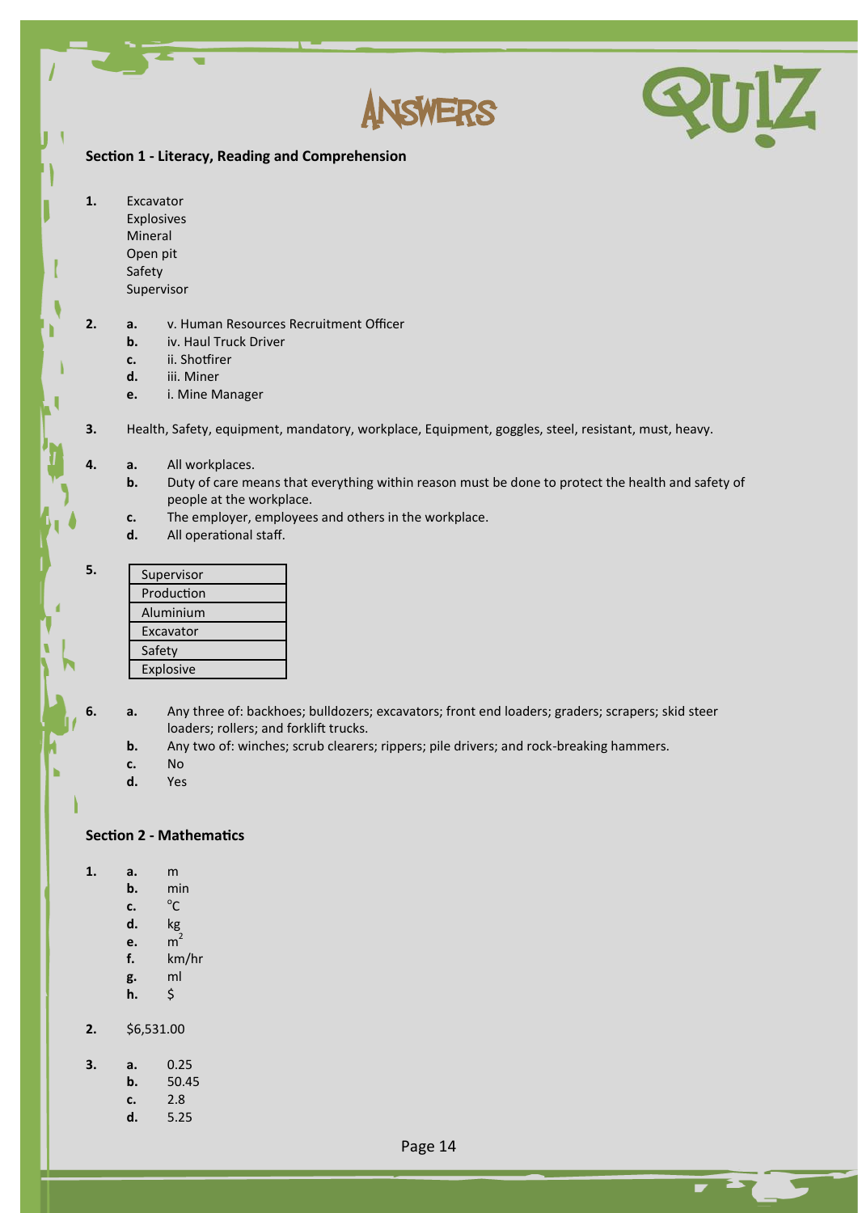# ANSWERS QUIZ

## Section 1 - Literacy, Reading and Comprehension

1. Excavator
   Explosives
   Mineral
   Open pit
   Safety
   Supervisor

2. **a.** v. Human Resources Recruitment Officer
   **b.** iv. Haul Truck Driver
   **c.** ii. Shotfirer
   **d.** iii. Miner
   **e.** i. Mine Manager

3. Health, Safety, equipment, mandatory, workplace, Equipment, goggles, steel, resistant, must, heavy.

4. **a.** All workplaces.
   **b.** Duty of care means that everything within reason must be done to protect the health and safety of people at the workplace.
   **c.** The employer, employees and others in the workplace.
   **d.** All operational staff.

5.

| Supervisor |
|---|
| Production |
| Aluminium |
| Excavator |
| Safety |
| Explosive |

6. **a.** Any three of: backhoes; bulldozers; excavators; front end loaders; graders; scrapers; skid steer loaders; rollers; and forklift trucks.
   **b.** Any two of: winches; scrub clearers; rippers; pile drivers; and rock-breaking hammers.
   **c.** No
   **d.** Yes

## Section 2 - Mathematics

1. **a.** m
   **b.** min
   **c.** $^{\circ}C$
   **d.** kg
   **e.** $m^2$
   **f.** km/hr
   **g.** ml
   **h.** $

2. $6,531.00

3. **a.** 0.25
   **b.** 50.45
   **c.** 2.8
   **d.** 5.25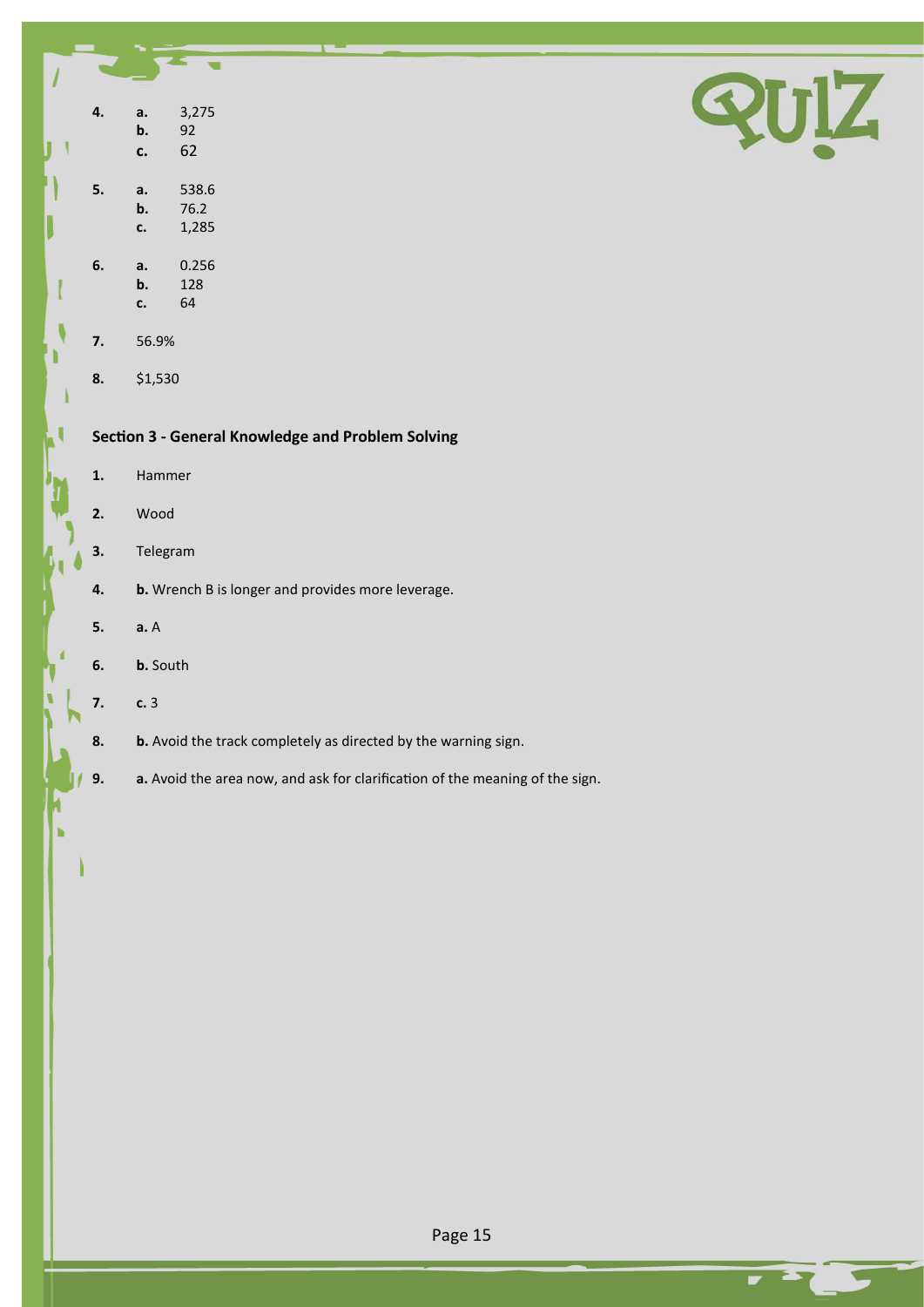4.
   - **a.** 3,275
   - **b.** 92
   - **c.** 62

5.
   - **a.** 538.6
   - **b.** 76.2
   - **c.** 1,285

6.
   - **a.** 0.256
   - **b.** 128
   - **c.** 64

7. 56.9%

8. $1,530

## Section 3 - General Knowledge and Problem Solving

1. Hammer

2. Wood

3. Telegram

4. **b.** Wrench B is longer and provides more leverage.

5. **a.** A

6. **b.** South

7. **c.** 3

8. **b.** Avoid the track completely as directed by the warning sign.

9. **a.** Avoid the area now, and ask for clarification of the meaning of the sign.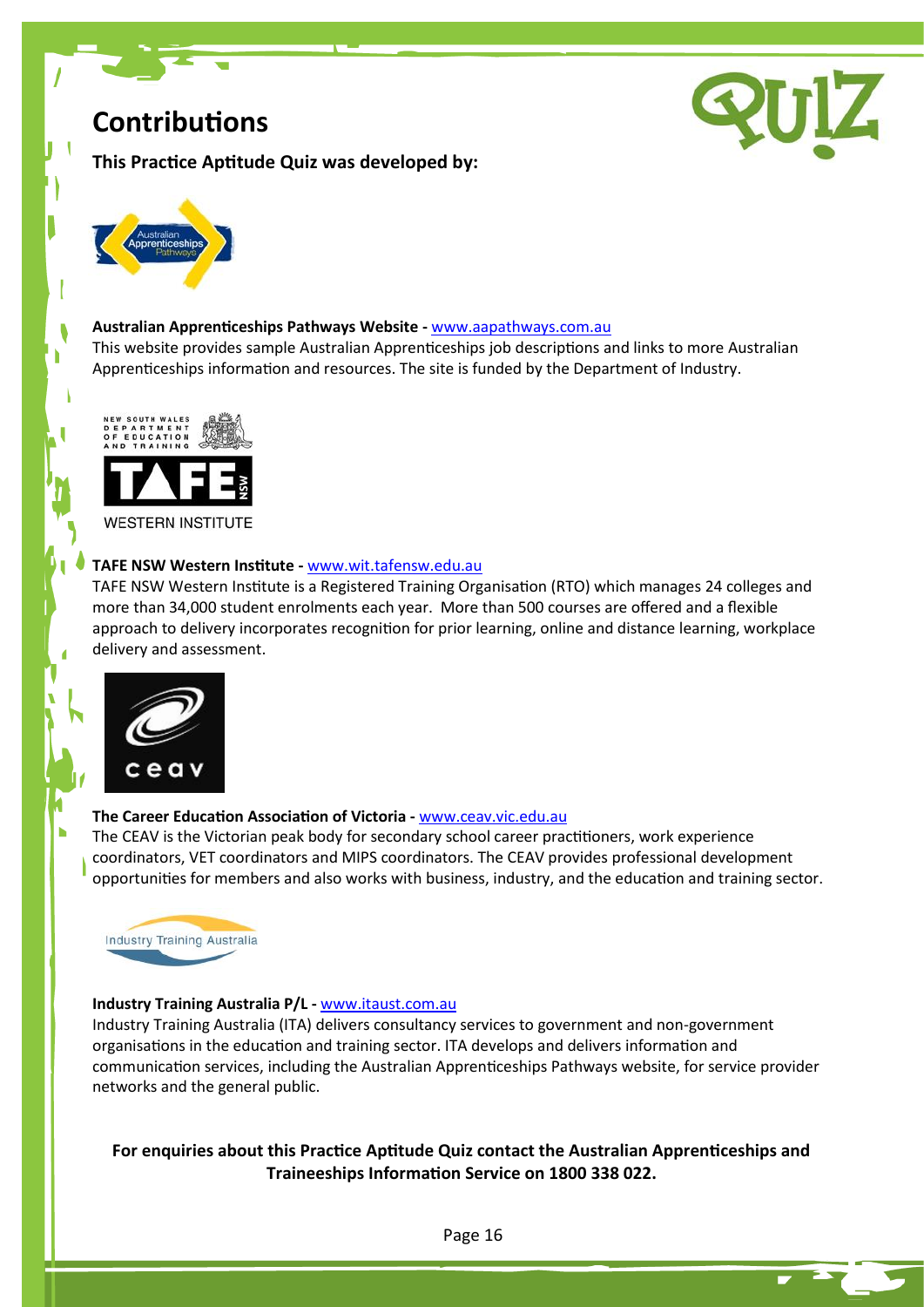# Contributions

**This Practice Aptitude Quiz was developed by:**

**Australian Apprenticeships Pathways Website -** www.aapathways.com.au
This website provides sample Australian Apprenticeships job descriptions and links to more Australian Apprenticeships information and resources. The site is funded by the Department of Industry.

**TAFE NSW Western Institute -** www.wit.tafensw.edu.au
TAFE NSW Western Institute is a Registered Training Organisation (RTO) which manages 24 colleges and more than 34,000 student enrolments each year. More than 500 courses are offered and a flexible approach to delivery incorporates recognition for prior learning, online and distance learning, workplace delivery and assessment.

**The Career Education Association of Victoria -** www.ceav.vic.edu.au
The CEAV is the Victorian peak body for secondary school career practitioners, work experience coordinators, VET coordinators and MIPS coordinators. The CEAV provides professional development opportunities for members and also works with business, industry, and the education and training sector.

**Industry Training Australia P/L -** www.itaust.com.au
Industry Training Australia (ITA) delivers consultancy services to government and non-government organisations in the education and training sector. ITA develops and delivers information and communication services, including the Australian Apprenticeships Pathways website, for service provider networks and the general public.

**For enquiries about this Practice Aptitude Quiz contact the Australian Apprenticeships and Traineeships Information Service on 1800 338 022.**